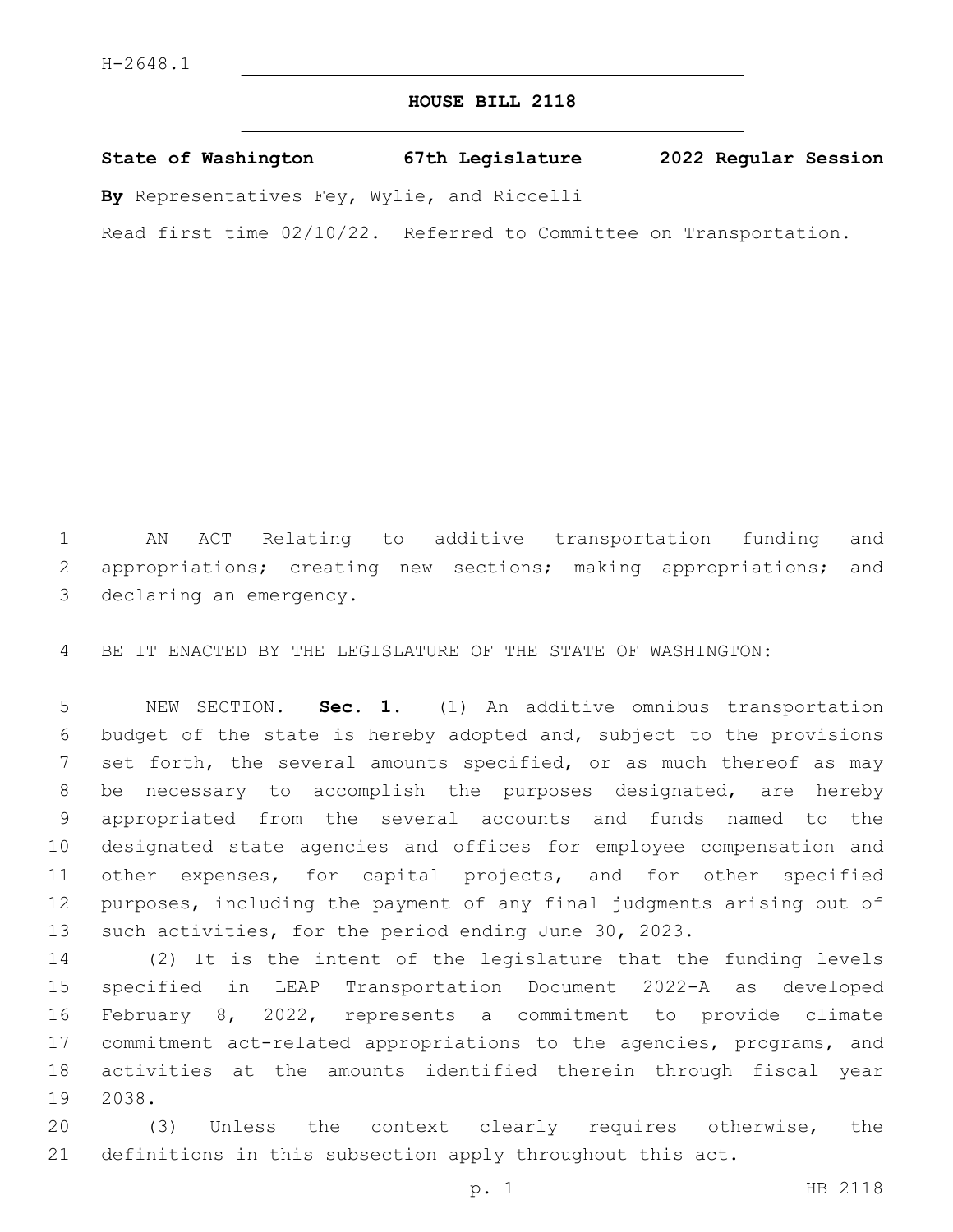H-2648.1

# HOUSE BILL 2118

**State of Washington 67th Legislature 2022 Regular Session**

**By** Representatives Fey, Wylie, and Riccelli

Read first time 02/10/22. Referred to Committee on Transportation.

AN ACT Relating to additive transportation funding and appropriations; creating new sections; making appropriations; and declaring an emergency.

BE IT ENACTED BY THE LEGISLATURE OF THE STATE OF WASHINGTON:

NEW SECTION. **Sec. 1.** (1) An additive omnibus transportation budget of the state is hereby adopted and, subject to the provisions set forth, the several amounts specified, or as much thereof as may be necessary to accomplish the purposes designated, are hereby appropriated from the several accounts and funds named to the designated state agencies and offices for employee compensation and other expenses, for capital projects, and for other specified purposes, including the payment of any final judgments arising out of such activities, for the period ending June 30, 2023.

(2) It is the intent of the legislature that the funding levels specified in LEAP Transportation Document 2022-A as developed February 8, 2022, represents a commitment to provide climate commitment act-related appropriations to the agencies, programs, and activities at the amounts identified therein through fiscal year 2038.

(3) Unless the context clearly requires otherwise, the definitions in this subsection apply throughout this act.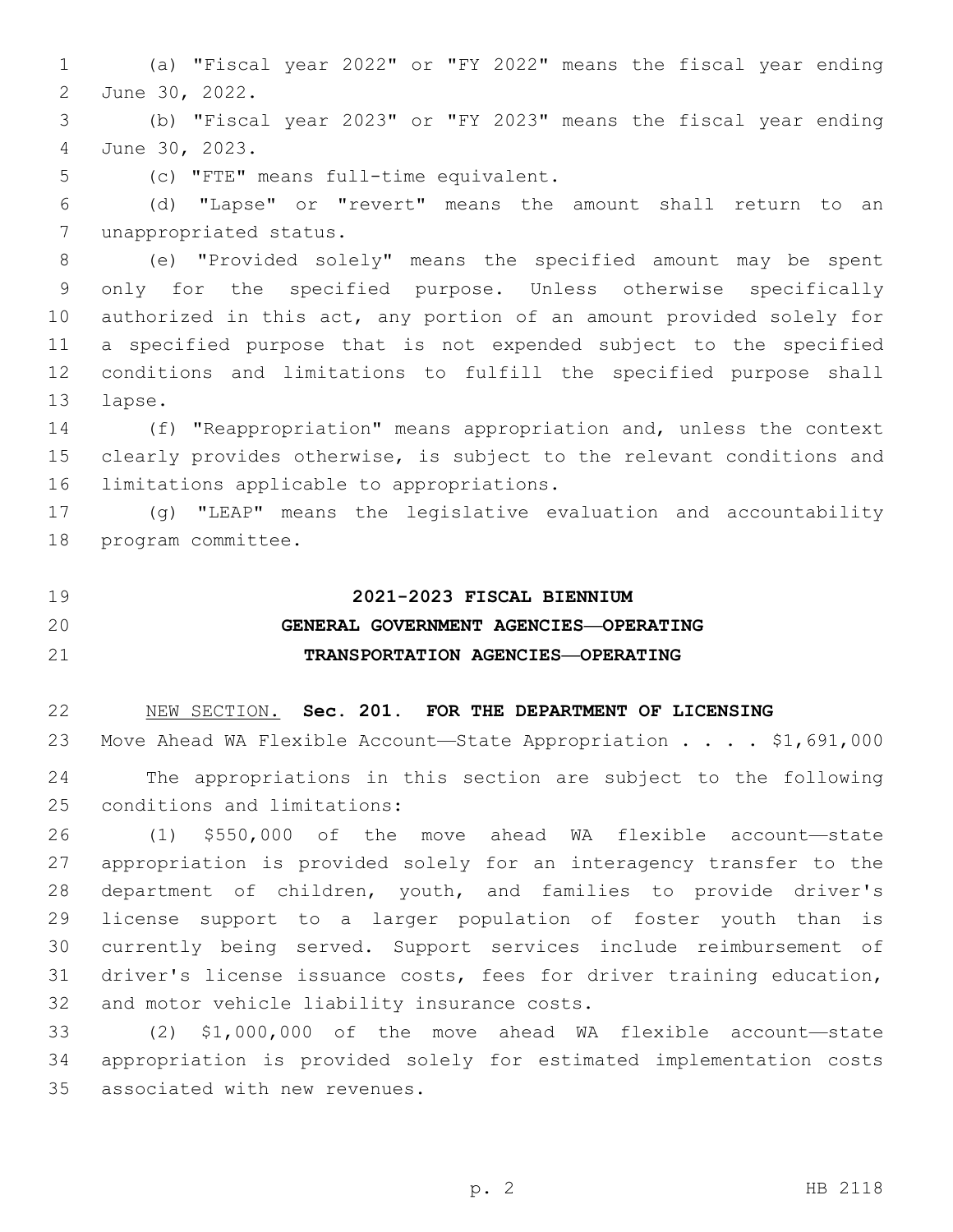(a) "Fiscal year 2022" or "FY 2022" means the fiscal year ending June 30, 2022.

(b) "Fiscal year 2023" or "FY 2023" means the fiscal year ending June 30, 2023.

(c) "FTE" means full-time equivalent.

(d) "Lapse" or "revert" means the amount shall return to an unappropriated status.

(e) "Provided solely" means the specified amount may be spent only for the specified purpose. Unless otherwise specifically authorized in this act, any portion of an amount provided solely for a specified purpose that is not expended subject to the specified conditions and limitations to fulfill the specified purpose shall lapse.

(f) "Reappropriation" means appropriation and, unless the context clearly provides otherwise, is subject to the relevant conditions and limitations applicable to appropriations.

(g) "LEAP" means the legislative evaluation and accountability program committee.

# 2021-2023 FISCAL BIENNIUM

## GENERAL GOVERNMENT AGENCIES—OPERATING

## TRANSPORTATION AGENCIES—OPERATING

NEW SECTION. **Sec. 201. FOR THE DEPARTMENT OF LICENSING**

Move Ahead WA Flexible Account—State Appropriation . . . . $1,691,000

The appropriations in this section are subject to the following conditions and limitations:

(1) $550,000 of the move ahead WA flexible account—state appropriation is provided solely for an interagency transfer to the department of children, youth, and families to provide driver's license support to a larger population of foster youth than is currently being served. Support services include reimbursement of driver's license issuance costs, fees for driver training education, and motor vehicle liability insurance costs.

(2) $1,000,000 of the move ahead WA flexible account—state appropriation is provided solely for estimated implementation costs associated with new revenues.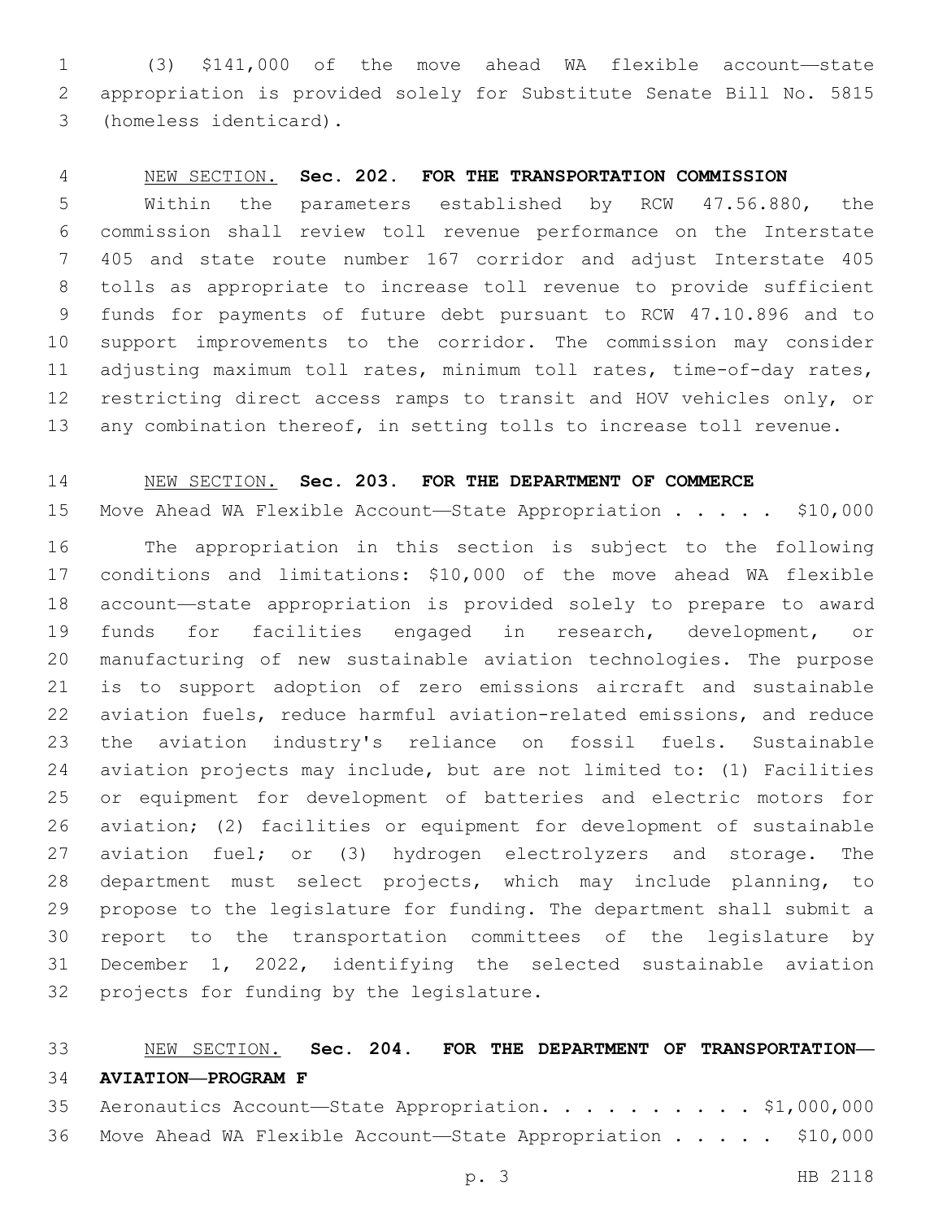(3) $141,000 of the move ahead WA flexible account—state appropriation is provided solely for Substitute Senate Bill No. 5815 (homeless identicard).

NEW SECTION. **Sec. 202. FOR THE TRANSPORTATION COMMISSION**

Within the parameters established by RCW 47.56.880, the commission shall review toll revenue performance on the Interstate 405 and state route number 167 corridor and adjust Interstate 405 tolls as appropriate to increase toll revenue to provide sufficient funds for payments of future debt pursuant to RCW 47.10.896 and to support improvements to the corridor. The commission may consider adjusting maximum toll rates, minimum toll rates, time-of-day rates, restricting direct access ramps to transit and HOV vehicles only, or any combination thereof, in setting tolls to increase toll revenue.

NEW SECTION. **Sec. 203. FOR THE DEPARTMENT OF COMMERCE**

Move Ahead WA Flexible Account—State Appropriation . . . . . $10,000

The appropriation in this section is subject to the following conditions and limitations: $10,000 of the move ahead WA flexible account—state appropriation is provided solely to prepare to award funds for facilities engaged in research, development, or manufacturing of new sustainable aviation technologies. The purpose is to support adoption of zero emissions aircraft and sustainable aviation fuels, reduce harmful aviation-related emissions, and reduce the aviation industry's reliance on fossil fuels. Sustainable aviation projects may include, but are not limited to: (1) Facilities or equipment for development of batteries and electric motors for aviation; (2) facilities or equipment for development of sustainable aviation fuel; or (3) hydrogen electrolyzers and storage. The department must select projects, which may include planning, to propose to the legislature for funding. The department shall submit a report to the transportation committees of the legislature by December 1, 2022, identifying the selected sustainable aviation projects for funding by the legislature.

NEW SECTION. **Sec. 204. FOR THE DEPARTMENT OF TRANSPORTATION—AVIATION—PROGRAM F**

Aeronautics Account—State Appropriation. . . . . . . . . . $1,000,000
Move Ahead WA Flexible Account—State Appropriation . . . . . $10,000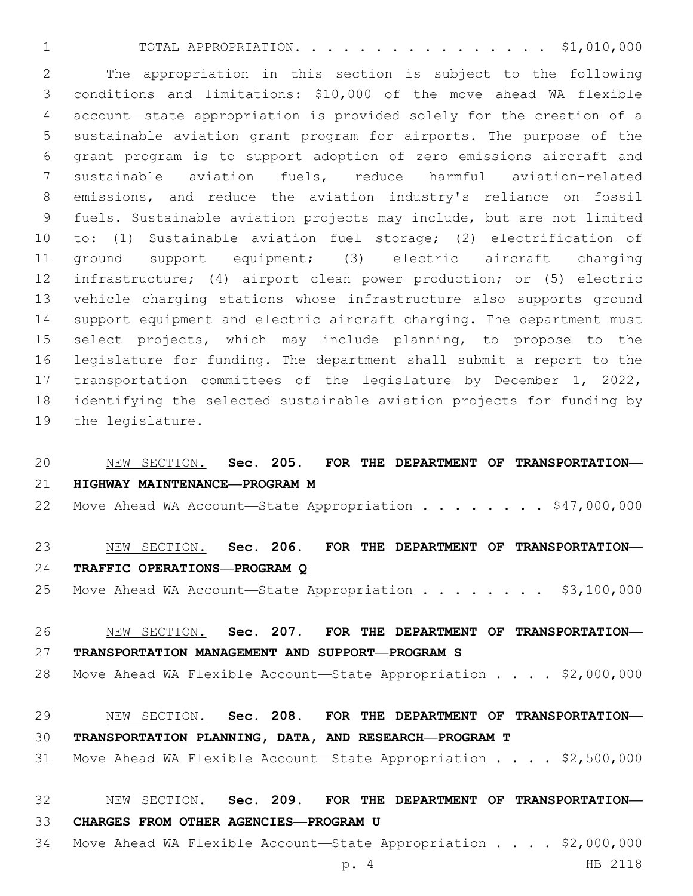TOTAL APPROPRIATION. . . . . . . . . . . . . . . . . $1,010,000

The appropriation in this section is subject to the following conditions and limitations: $10,000 of the move ahead WA flexible account—state appropriation is provided solely for the creation of a sustainable aviation grant program for airports. The purpose of the grant program is to support adoption of zero emissions aircraft and sustainable aviation fuels, reduce harmful aviation-related emissions, and reduce the aviation industry's reliance on fossil fuels. Sustainable aviation projects may include, but are not limited to: (1) Sustainable aviation fuel storage; (2) electrification of ground support equipment; (3) electric aircraft charging infrastructure; (4) airport clean power production; or (5) electric vehicle charging stations whose infrastructure also supports ground support equipment and electric aircraft charging. The department must select projects, which may include planning, to propose to the legislature for funding. The department shall submit a report to the transportation committees of the legislature by December 1, 2022, identifying the selected sustainable aviation projects for funding by the legislature.

NEW SECTION. **Sec. 205. FOR THE DEPARTMENT OF TRANSPORTATION—HIGHWAY MAINTENANCE—PROGRAM M**

Move Ahead WA Account—State Appropriation . . . . . . . . $47,000,000

NEW SECTION. **Sec. 206. FOR THE DEPARTMENT OF TRANSPORTATION—TRAFFIC OPERATIONS—PROGRAM Q**

Move Ahead WA Account—State Appropriation . . . . . . . . $3,100,000

NEW SECTION. **Sec. 207. FOR THE DEPARTMENT OF TRANSPORTATION—TRANSPORTATION MANAGEMENT AND SUPPORT—PROGRAM S**

Move Ahead WA Flexible Account—State Appropriation . . . . $2,000,000

NEW SECTION. **Sec. 208. FOR THE DEPARTMENT OF TRANSPORTATION—TRANSPORTATION PLANNING, DATA, AND RESEARCH—PROGRAM T**

Move Ahead WA Flexible Account—State Appropriation . . . . $2,500,000

NEW SECTION. **Sec. 209. FOR THE DEPARTMENT OF TRANSPORTATION—CHARGES FROM OTHER AGENCIES—PROGRAM U**

Move Ahead WA Flexible Account—State Appropriation . . . . $2,000,000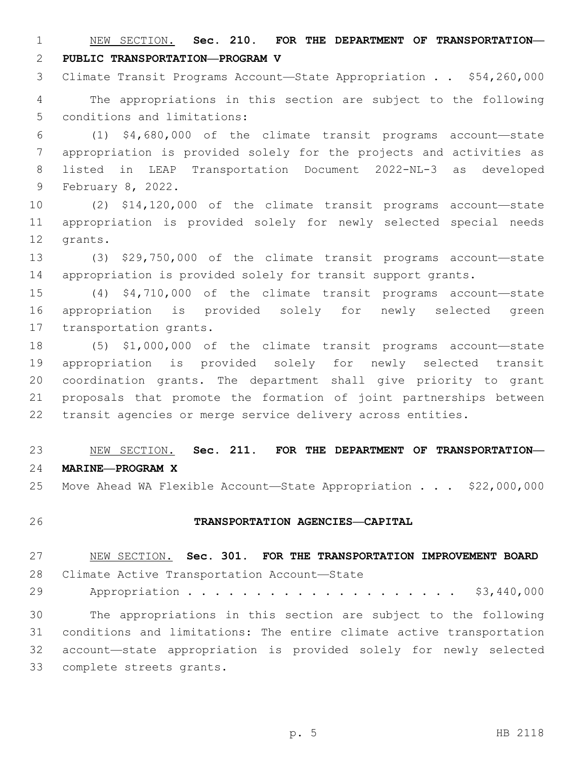NEW SECTION. **Sec. 210. FOR THE DEPARTMENT OF TRANSPORTATION—PUBLIC TRANSPORTATION—PROGRAM V**

Climate Transit Programs Account—State Appropriation . . $54,260,000

The appropriations in this section are subject to the following conditions and limitations:

(1) $4,680,000 of the climate transit programs account—state appropriation is provided solely for the projects and activities as listed in LEAP Transportation Document 2022-NL-3 as developed February 8, 2022.

(2) $14,120,000 of the climate transit programs account—state appropriation is provided solely for newly selected special needs grants.

(3) $29,750,000 of the climate transit programs account—state appropriation is provided solely for transit support grants.

(4) $4,710,000 of the climate transit programs account—state appropriation is provided solely for newly selected green transportation grants.

(5) $1,000,000 of the climate transit programs account—state appropriation is provided solely for newly selected transit coordination grants. The department shall give priority to grant proposals that promote the formation of joint partnerships between transit agencies or merge service delivery across entities.

NEW SECTION. **Sec. 211. FOR THE DEPARTMENT OF TRANSPORTATION—MARINE—PROGRAM X**

Move Ahead WA Flexible Account—State Appropriation . . . $22,000,000

## TRANSPORTATION AGENCIES—CAPITAL

NEW SECTION. **Sec. 301. FOR THE TRANSPORTATION IMPROVEMENT BOARD**

Climate Active Transportation Account—State Appropriation . . . . . . . . . . . . . . . . . . . . . $3,440,000

The appropriations in this section are subject to the following conditions and limitations: The entire climate active transportation account—state appropriation is provided solely for newly selected complete streets grants.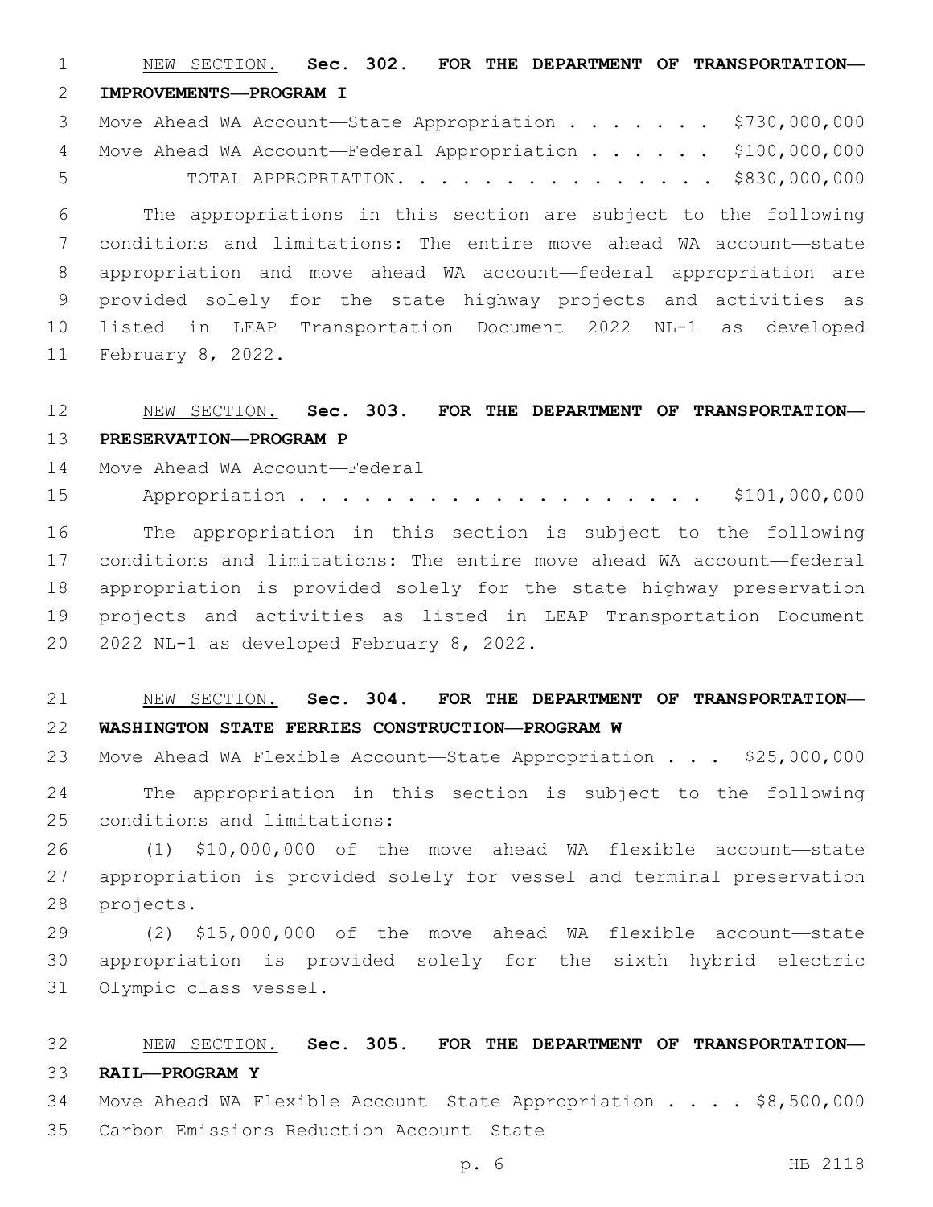NEW SECTION. **Sec. 302. FOR THE DEPARTMENT OF TRANSPORTATION—IMPROVEMENTS—PROGRAM I**

Move Ahead WA Account—State Appropriation . . . . . . . $730,000,000
Move Ahead WA Account—Federal Appropriation . . . . . . $100,000,000
TOTAL APPROPRIATION. . . . . . . . . . . . . . . $830,000,000

The appropriations in this section are subject to the following conditions and limitations: The entire move ahead WA account—state appropriation and move ahead WA account—federal appropriation are provided solely for the state highway projects and activities as listed in LEAP Transportation Document 2022 NL-1 as developed February 8, 2022.

NEW SECTION. **Sec. 303. FOR THE DEPARTMENT OF TRANSPORTATION—PRESERVATION—PROGRAM P**

Move Ahead WA Account—Federal
Appropriation . . . . . . . . . . . . . . . . . . . . $101,000,000

The appropriation in this section is subject to the following conditions and limitations: The entire move ahead WA account—federal appropriation is provided solely for the state highway preservation projects and activities as listed in LEAP Transportation Document 2022 NL-1 as developed February 8, 2022.

NEW SECTION. **Sec. 304. FOR THE DEPARTMENT OF TRANSPORTATION—WASHINGTON STATE FERRIES CONSTRUCTION—PROGRAM W**

Move Ahead WA Flexible Account—State Appropriation . . . $25,000,000

The appropriation in this section is subject to the following conditions and limitations:

(1) $10,000,000 of the move ahead WA flexible account—state appropriation is provided solely for vessel and terminal preservation projects.

(2) $15,000,000 of the move ahead WA flexible account—state appropriation is provided solely for the sixth hybrid electric Olympic class vessel.

NEW SECTION. **Sec. 305. FOR THE DEPARTMENT OF TRANSPORTATION—RAIL—PROGRAM Y**

Move Ahead WA Flexible Account—State Appropriation . . . . $8,500,000
Carbon Emissions Reduction Account—State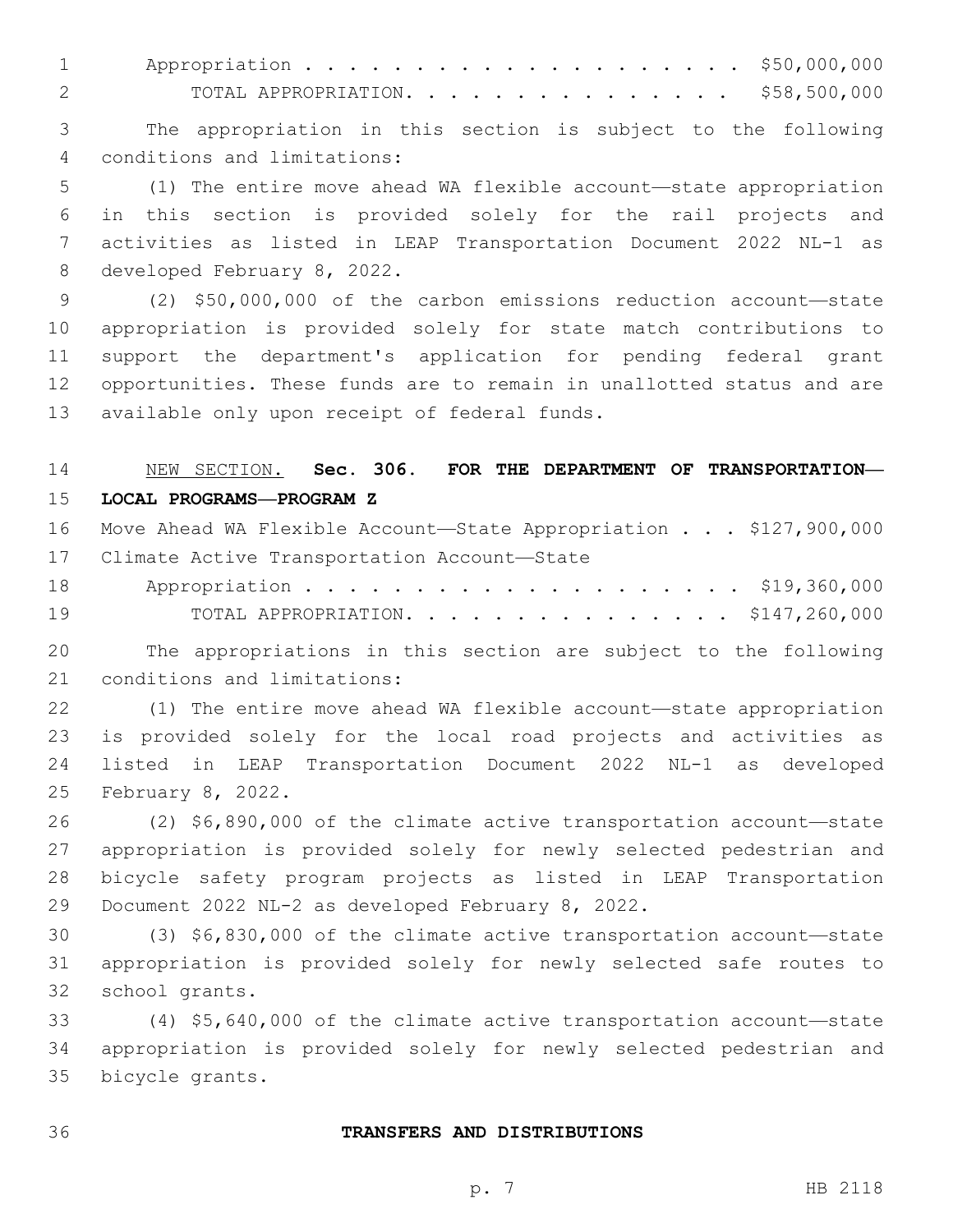Appropriation . . . . . . . . . . . . . . . . . . . . . \$50,000,000
TOTAL APPROPRIATION. . . . . . . . . . . . . . . . \$58,500,000

The appropriation in this section is subject to the following conditions and limitations:

(1) The entire move ahead WA flexible account—state appropriation in this section is provided solely for the rail projects and activities as listed in LEAP Transportation Document 2022 NL-1 as developed February 8, 2022.

(2) \$50,000,000 of the carbon emissions reduction account—state appropriation is provided solely for state match contributions to support the department's application for pending federal grant opportunities. These funds are to remain in unallotted status and are available only upon receipt of federal funds.

NEW SECTION. **Sec. 306. FOR THE DEPARTMENT OF TRANSPORTATION—LOCAL PROGRAMS—PROGRAM Z**

Move Ahead WA Flexible Account—State Appropriation . . . \$127,900,000
Climate Active Transportation Account—State
Appropriation . . . . . . . . . . . . . . . . . . . . . \$19,360,000
TOTAL APPROPRIATION. . . . . . . . . . . . . . . . \$147,260,000

The appropriations in this section are subject to the following conditions and limitations:

(1) The entire move ahead WA flexible account—state appropriation is provided solely for the local road projects and activities as listed in LEAP Transportation Document 2022 NL-1 as developed February 8, 2022.

(2) \$6,890,000 of the climate active transportation account—state appropriation is provided solely for newly selected pedestrian and bicycle safety program projects as listed in LEAP Transportation Document 2022 NL-2 as developed February 8, 2022.

(3) \$6,830,000 of the climate active transportation account—state appropriation is provided solely for newly selected safe routes to school grants.

(4) \$5,640,000 of the climate active transportation account—state appropriation is provided solely for newly selected pedestrian and bicycle grants.

**TRANSFERS AND DISTRIBUTIONS**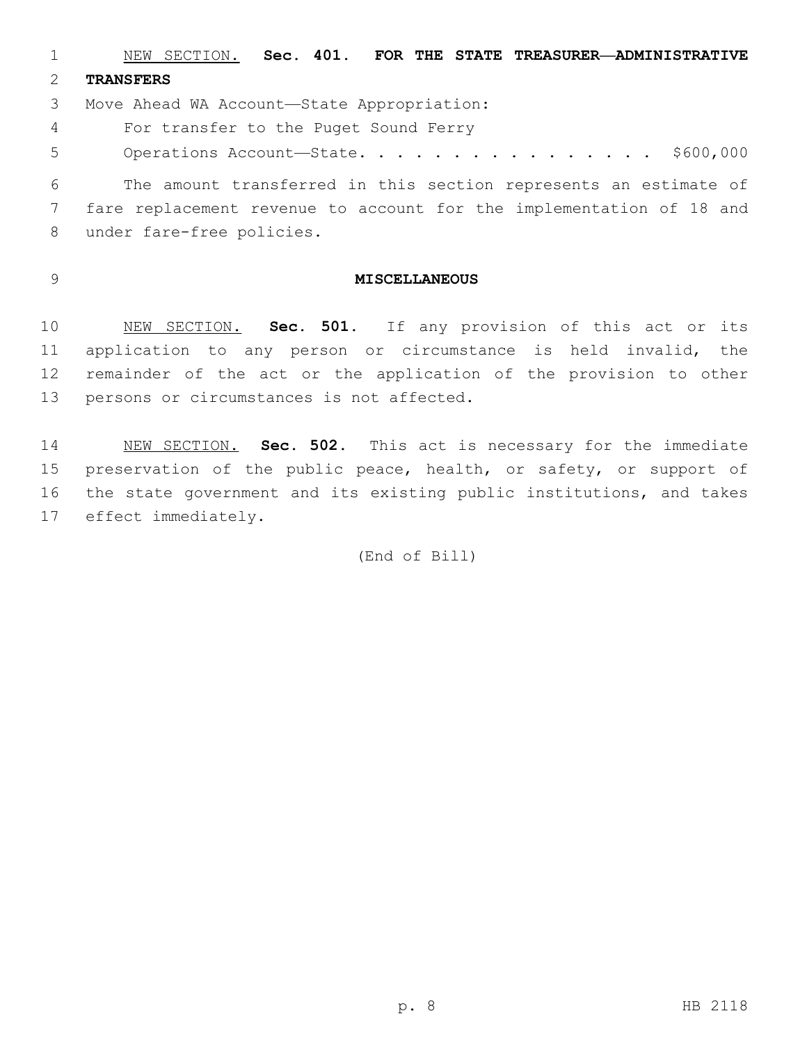NEW SECTION. **Sec. 401. FOR THE STATE TREASURER—ADMINISTRATIVE TRANSFERS**

Move Ahead WA Account—State Appropriation:

For transfer to the Puget Sound Ferry Operations Account—State. . . . . . . . . . . . . . . . . $600,000

The amount transferred in this section represents an estimate of fare replacement revenue to account for the implementation of 18 and under fare-free policies.

**MISCELLANEOUS**

NEW SECTION. **Sec. 501.** If any provision of this act or its application to any person or circumstance is held invalid, the remainder of the act or the application of the provision to other persons or circumstances is not affected.

NEW SECTION. **Sec. 502.** This act is necessary for the immediate preservation of the public peace, health, or safety, or support of the state government and its existing public institutions, and takes effect immediately.

(End of Bill)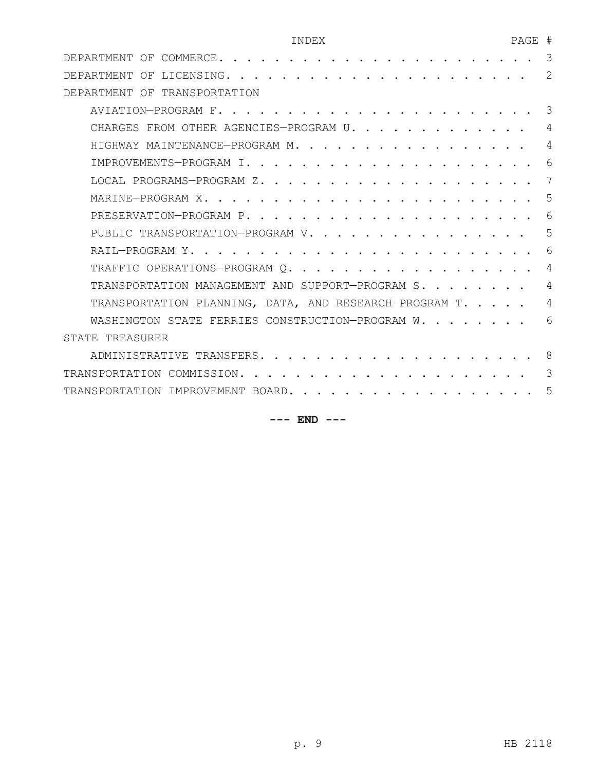| INDEX | PAGE # |
|---|---|
| DEPARTMENT OF COMMERCE | 3 |
| DEPARTMENT OF LICENSING | 2 |
| DEPARTMENT OF TRANSPORTATION | |
| AVIATION—PROGRAM F | 3 |
| CHARGES FROM OTHER AGENCIES—PROGRAM U | 4 |
| HIGHWAY MAINTENANCE—PROGRAM M | 4 |
| IMPROVEMENTS—PROGRAM I | 6 |
| LOCAL PROGRAMS—PROGRAM Z | 7 |
| MARINE—PROGRAM X | 5 |
| PRESERVATION—PROGRAM P | 6 |
| PUBLIC TRANSPORTATION—PROGRAM V | 5 |
| RAIL—PROGRAM Y | 6 |
| TRAFFIC OPERATIONS—PROGRAM Q | 4 |
| TRANSPORTATION MANAGEMENT AND SUPPORT—PROGRAM S | 4 |
| TRANSPORTATION PLANNING, DATA, AND RESEARCH—PROGRAM T | 4 |
| WASHINGTON STATE FERRIES CONSTRUCTION—PROGRAM W | 6 |
| STATE TREASURER | |
| ADMINISTRATIVE TRANSFERS | 8 |
| TRANSPORTATION COMMISSION | 3 |
| TRANSPORTATION IMPROVEMENT BOARD | 5 |

**--- END ---**